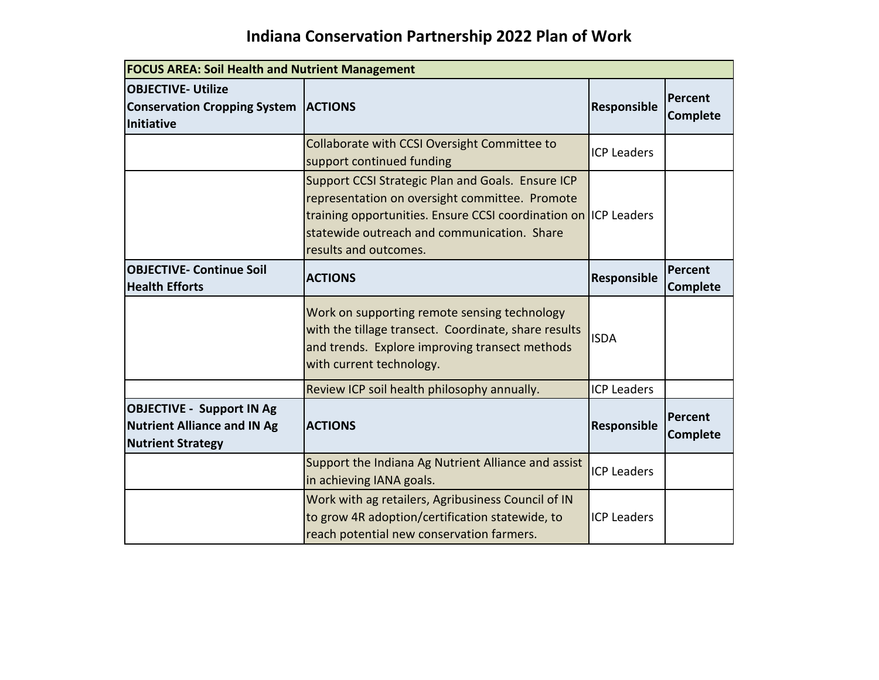# Indiana Conservation Partnership 2022 Plan of Work

| FOCUS AREA: Soil Health and Nutrient Management | | | |
|---|---|---|---|
| **OBJECTIVE- Utilize Conservation Cropping System Initiative** | **ACTIONS** | **Responsible** | **Percent Complete** |
| | Collaborate with CCSI Oversight Committee to support continued funding | ICP Leaders | |
| | Support CCSI Strategic Plan and Goals. Ensure ICP representation on oversight committee. Promote training opportunities. Ensure CCSI coordination on statewide outreach and communication. Share results and outcomes. | ICP Leaders | |
| **OBJECTIVE- Continue Soil Health Efforts** | **ACTIONS** | **Responsible** | **Percent Complete** |
| | Work on supporting remote sensing technology with the tillage transect. Coordinate, share results and trends. Explore improving transect methods with current technology. | ISDA | |
| | Review ICP soil health philosophy annually. | ICP Leaders | |
| **OBJECTIVE - Support IN Ag Nutrient Alliance and IN Ag Nutrient Strategy** | **ACTIONS** | **Responsible** | **Percent Complete** |
| | Support the Indiana Ag Nutrient Alliance and assist in achieving IANA goals. | ICP Leaders | |
| | Work with ag retailers, Agribusiness Council of IN to grow 4R adoption/certification statewide, to reach potential new conservation farmers. | ICP Leaders | |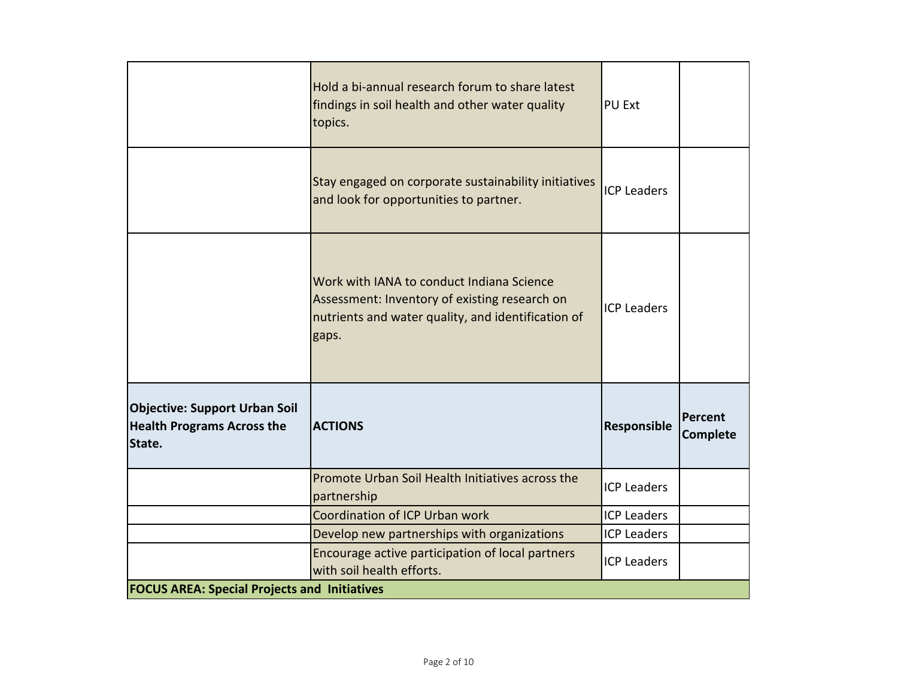| | | | |
|---|---|---|---|
| | Hold a bi-annual research forum to share latest findings in soil health and other water quality topics. | PU Ext | |
| | Stay engaged on corporate sustainability initiatives and look for opportunities to partner. | ICP Leaders | |
| | Work with IANA to conduct Indiana Science Assessment: Inventory of existing research on nutrients and water quality, and identification of gaps. | ICP Leaders | |
| **Objective: Support Urban Soil Health Programs Across the State.** | **ACTIONS** | **Responsible** | **Percent Complete** |
| | Promote Urban Soil Health Initiatives across the partnership | ICP Leaders | |
| | Coordination of ICP Urban work | ICP Leaders | |
| | Develop new partnerships with organizations | ICP Leaders | |
| | Encourage active participation of local partners with soil health efforts. | ICP Leaders | |
| **FOCUS AREA: Special Projects and Initiatives** | | | |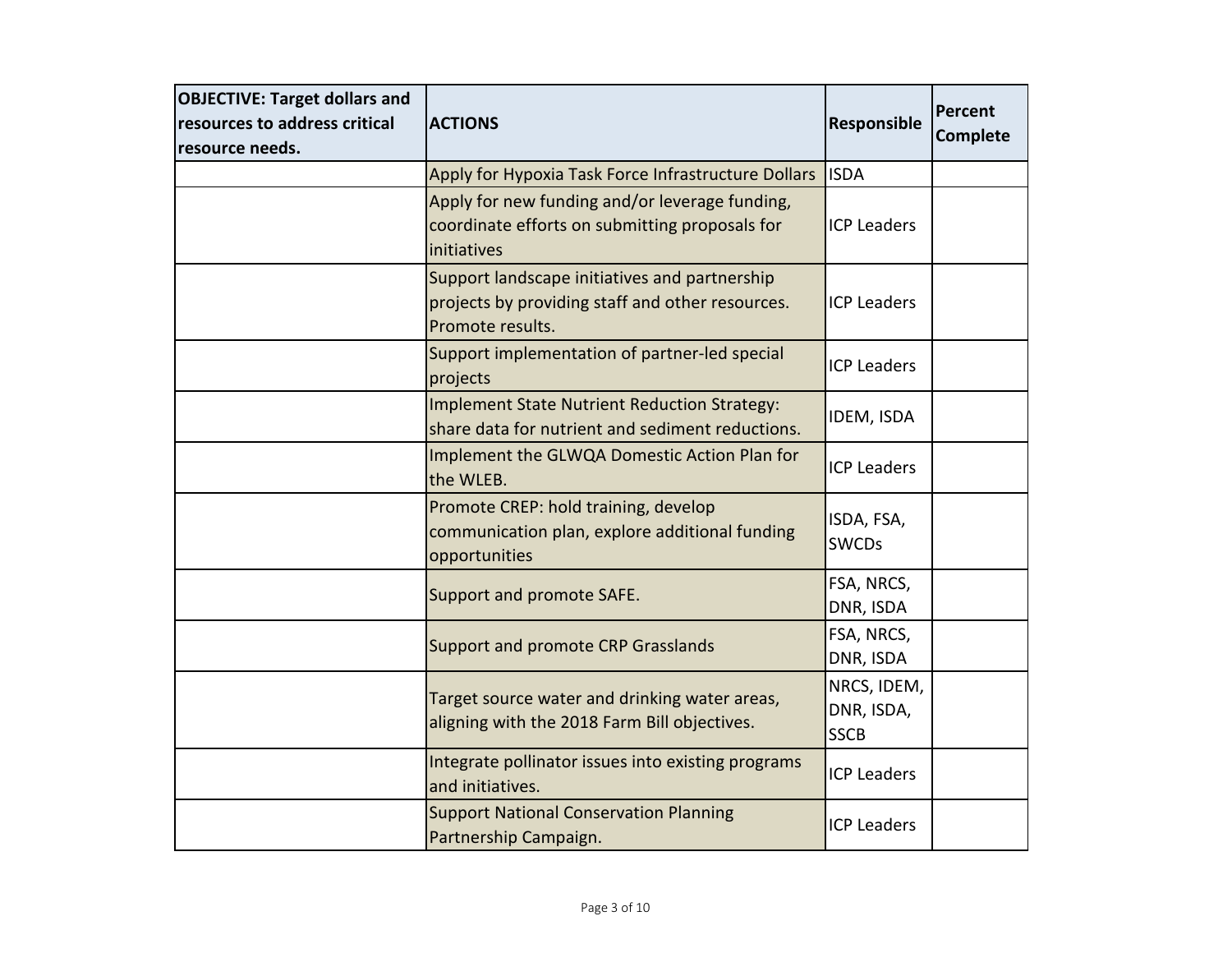| OBJECTIVE: Target dollars and resources to address critical resource needs. | ACTIONS | Responsible | Percent Complete |
|---|---|---|---|
| | Apply for Hypoxia Task Force Infrastructure Dollars | ISDA | |
| | Apply for new funding and/or leverage funding, coordinate efforts on submitting proposals for initiatives | ICP Leaders | |
| | Support landscape initiatives and partnership projects by providing staff and other resources. Promote results. | ICP Leaders | |
| | Support implementation of partner-led special projects | ICP Leaders | |
| | Implement State Nutrient Reduction Strategy: share data for nutrient and sediment reductions. | IDEM, ISDA | |
| | Implement the GLWQA Domestic Action Plan for the WLEB. | ICP Leaders | |
| | Promote CREP: hold training, develop communication plan, explore additional funding opportunities | ISDA, FSA, SWCDs | |
| | Support and promote SAFE. | FSA, NRCS, DNR, ISDA | |
| | Support and promote CRP Grasslands | FSA, NRCS, DNR, ISDA | |
| | Target source water and drinking water areas, aligning with the 2018 Farm Bill objectives. | NRCS, IDEM, DNR, ISDA, SSCB | |
| | Integrate pollinator issues into existing programs and initiatives. | ICP Leaders | |
| | Support National Conservation Planning Partnership Campaign. | ICP Leaders | |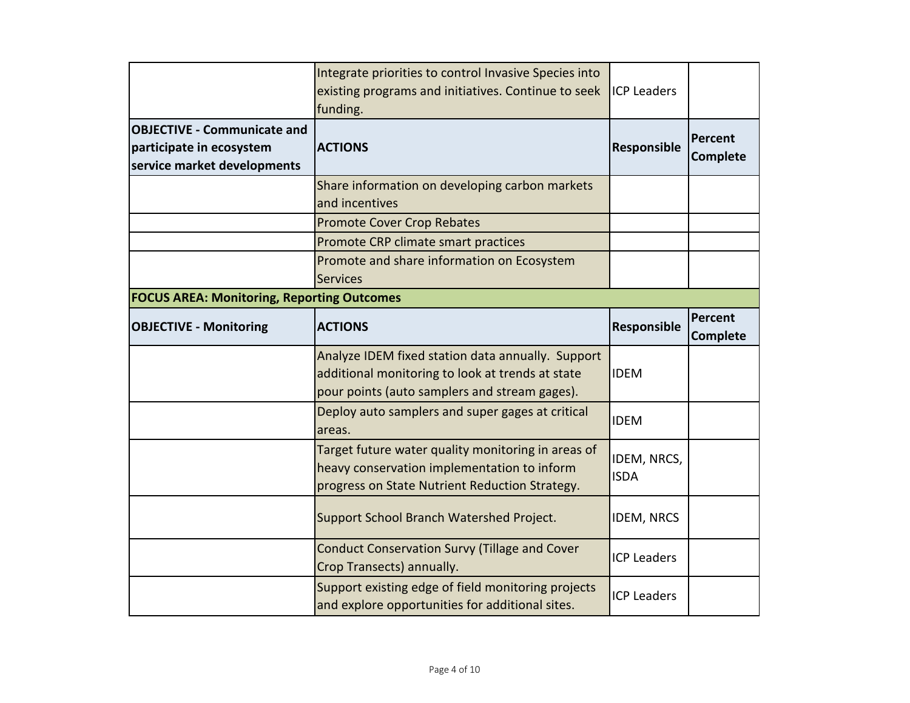| | | | |
|---|---|---|---|
| | Integrate priorities to control Invasive Species into existing programs and initiatives. Continue to seek funding. | ICP Leaders | |
| **OBJECTIVE - Communicate and participate in ecosystem service market developments** | **ACTIONS** | **Responsible** | **Percent Complete** |
| | Share information on developing carbon markets and incentives | | |
| | Promote Cover Crop Rebates | | |
| | Promote CRP climate smart practices | | |
| | Promote and share information on Ecosystem Services | | |
| **FOCUS AREA: Monitoring, Reporting Outcomes** | | | |
| **OBJECTIVE - Monitoring** | **ACTIONS** | **Responsible** | **Percent Complete** |
| | Analyze IDEM fixed station data annually. Support additional monitoring to look at trends at state pour points (auto samplers and stream gages). | IDEM | |
| | Deploy auto samplers and super gages at critical areas. | IDEM | |
| | Target future water quality monitoring in areas of heavy conservation implementation to inform progress on State Nutrient Reduction Strategy. | IDEM, NRCS, ISDA | |
| | Support School Branch Watershed Project. | IDEM, NRCS | |
| | Conduct Conservation Survy (Tillage and Cover Crop Transects) annually. | ICP Leaders | |
| | Support existing edge of field monitoring projects and explore opportunities for additional sites. | ICP Leaders | |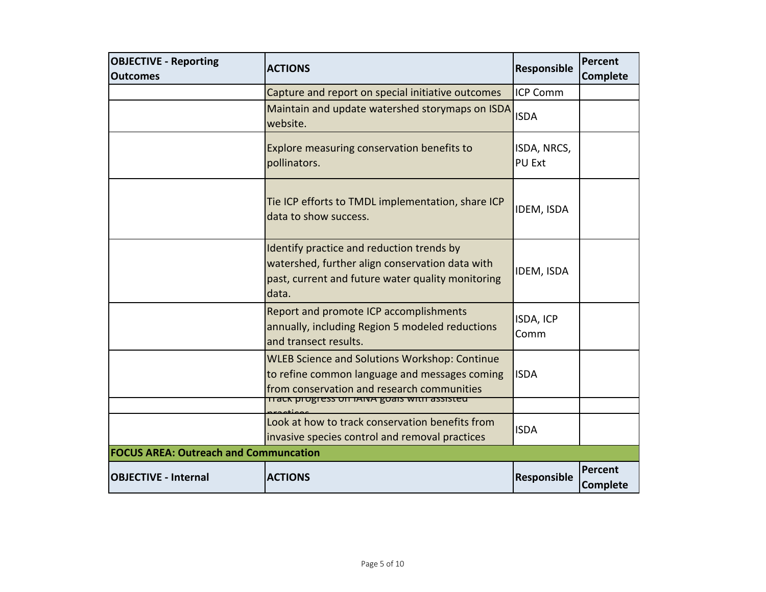| OBJECTIVE - Reporting Outcomes | ACTIONS | Responsible | Percent Complete |
|---|---|---|---|
| | Capture and report on special initiative outcomes | ICP Comm | |
| | Maintain and update watershed storymaps on ISDA website. | ISDA | |
| | Explore measuring conservation benefits to pollinators. | ISDA, NRCS, PU Ext | |
| | Tie ICP efforts to TMDL implementation, share ICP data to show success. | IDEM, ISDA | |
| | Identify practice and reduction trends by watershed, further align conservation data with past, current and future water quality monitoring data. | IDEM, ISDA | |
| | Report and promote ICP accomplishments annually, including Region 5 modeled reductions and transect results. | ISDA, ICP Comm | |
| | WLEB Science and Solutions Workshop: Continue to refine common language and messages coming from conservation and research communities | ISDA | |
| | Track progress on IANA goals with assisted practices | | |
| | Look at how to track conservation benefits from invasive species control and removal practices | ISDA | |

**FOCUS AREA: Outreach and Communcation**

| OBJECTIVE - Internal | ACTIONS | Responsible | Percent Complete |
|---|---|---|---|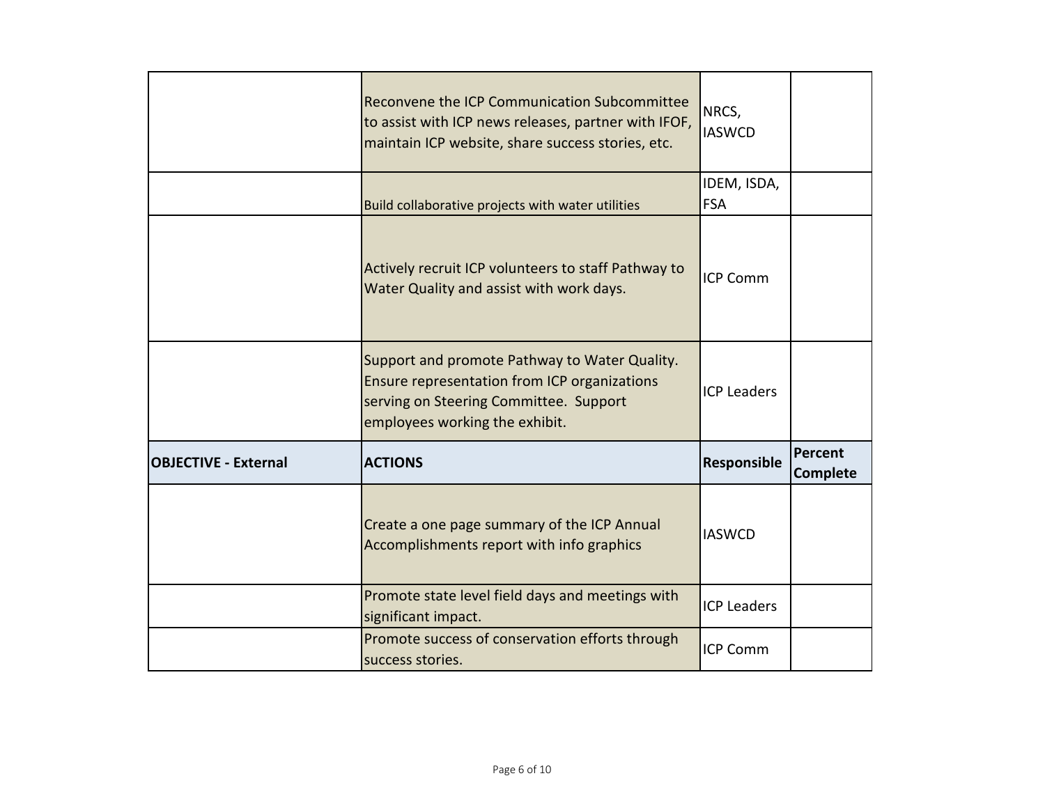|  |  |  |  |
|---|---|---|---|
|  | Reconvene the ICP Communication Subcommittee to assist with ICP news releases, partner with IFOF, maintain ICP website, share success stories, etc. | NRCS, IASWCD |  |
|  | Build collaborative projects with water utilities | IDEM, ISDA, FSA |  |
|  | Actively recruit ICP volunteers to staff Pathway to Water Quality and assist with work days. | ICP Comm |  |
|  | Support and promote Pathway to Water Quality. Ensure representation from ICP organizations serving on Steering Committee. Support employees working the exhibit. | ICP Leaders |  |

| **OBJECTIVE - External** | **ACTIONS** | **Responsible** | **Percent Complete** |
|---|---|---|---|
|  | Create a one page summary of the ICP Annual Accomplishments report with info graphics | IASWCD |  |
|  | Promote state level field days and meetings with significant impact. | ICP Leaders |  |
|  | Promote success of conservation efforts through success stories. | ICP Comm |  |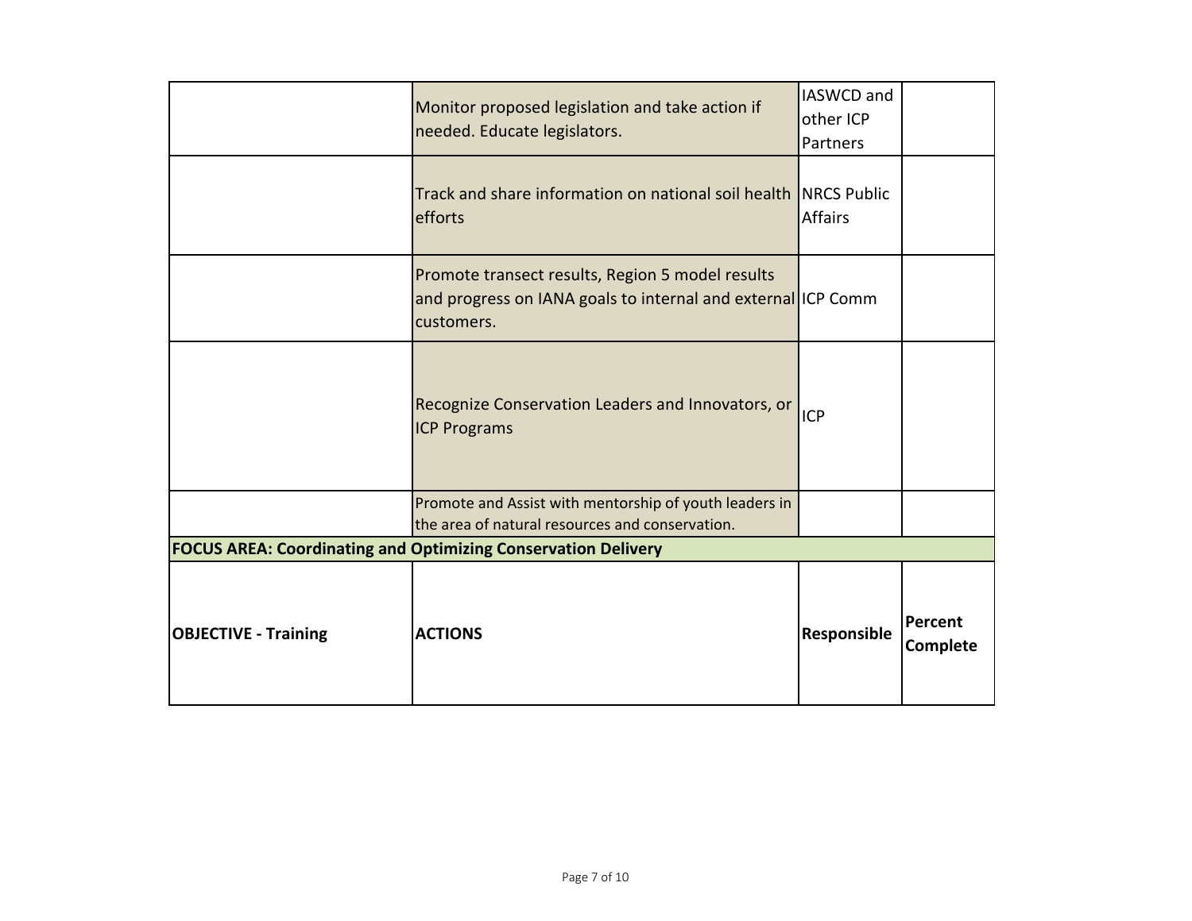| | | | |
|---|---|---|---|
| | Monitor proposed legislation and take action if needed. Educate legislators. | IASWCD and other ICP Partners | |
| | Track and share information on national soil health efforts | NRCS Public Affairs | |
| | Promote transect results, Region 5 model results and progress on IANA goals to internal and external customers. | ICP Comm | |
| | Recognize Conservation Leaders and Innovators, or ICP Programs | ICP | |
| | Promote and Assist with mentorship of youth leaders in the area of natural resources and conservation. | | |

**FOCUS AREA: Coordinating and Optimizing Conservation Delivery**

| OBJECTIVE - Training | ACTIONS | Responsible | Percent Complete |
|---|---|---|---|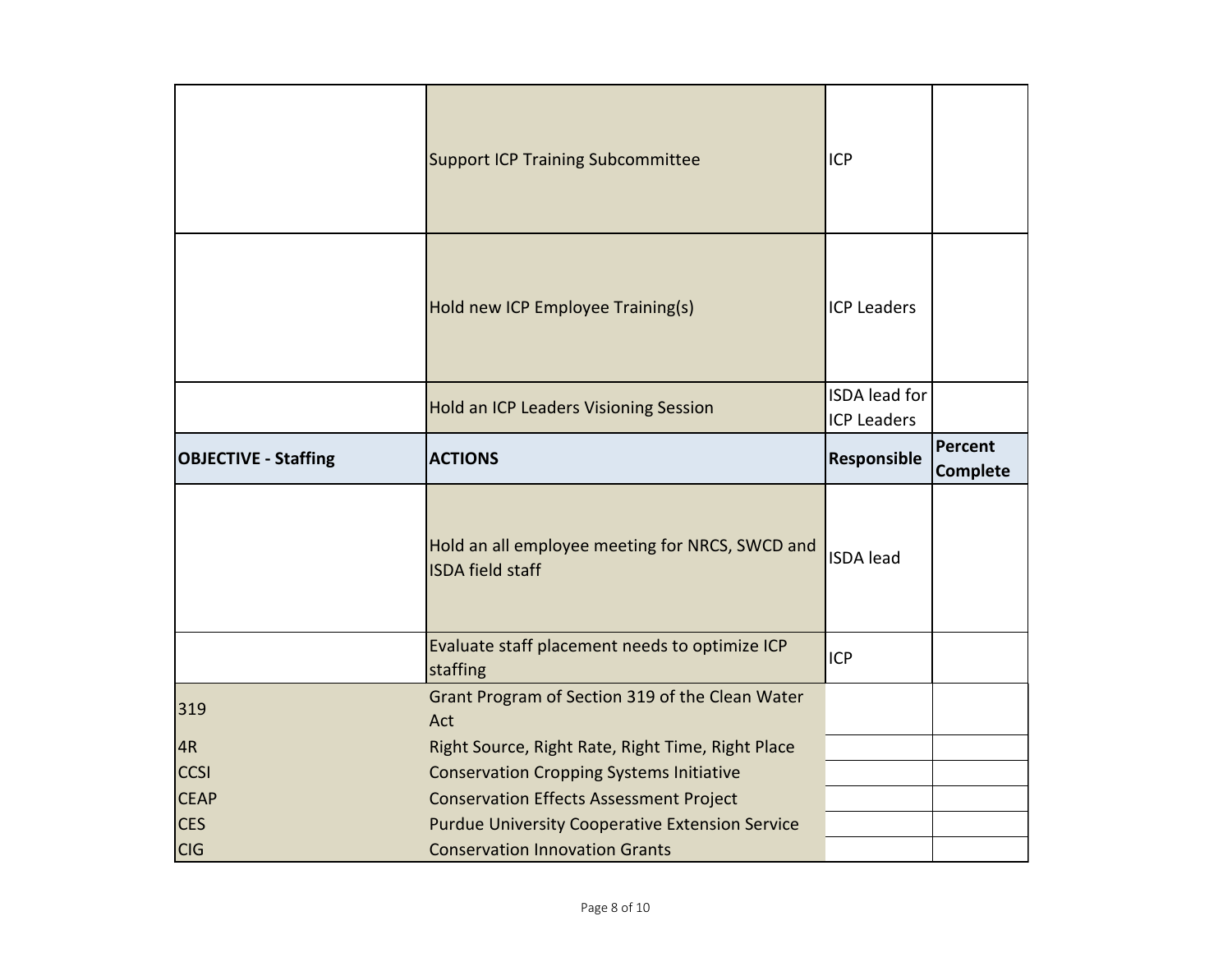| | | | |
|---|---|---|---|
| | Support ICP Training Subcommittee | ICP | |
| | Hold new ICP Employee Training(s) | ICP Leaders | |
| | Hold an ICP Leaders Visioning Session | ISDA lead for ICP Leaders | |

| OBJECTIVE - Staffing | ACTIONS | Responsible | Percent Complete |
|---|---|---|---|
| | Hold an all employee meeting for NRCS, SWCD and ISDA field staff | ISDA lead | |
| | Evaluate staff placement needs to optimize ICP staffing | ICP | |
| 319 | Grant Program of Section 319 of the Clean Water Act | | |
| 4R | Right Source, Right Rate, Right Time, Right Place | | |
| CCSI | Conservation Cropping Systems Initiative | | |
| CEAP | Conservation Effects Assessment Project | | |
| CES | Purdue University Cooperative Extension Service | | |
| CIG | Conservation Innovation Grants | | |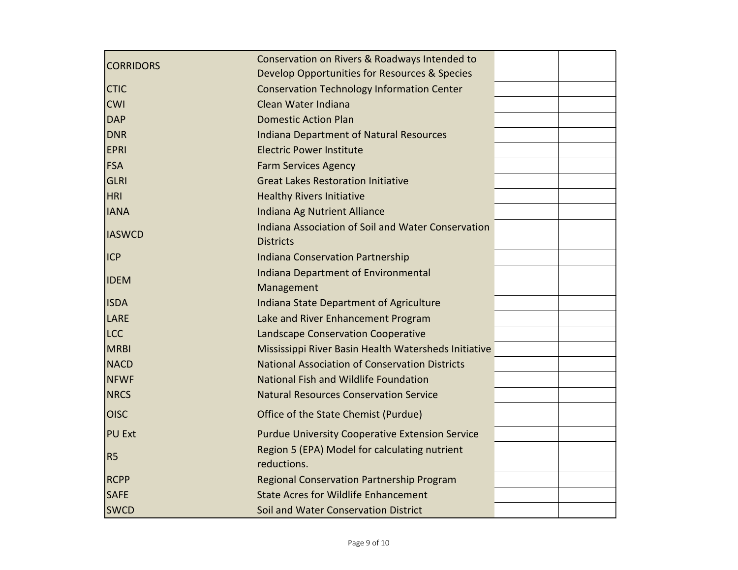| | | | |
|---|---|---|---|
| CORRIDORS | Conservation on Rivers & Roadways Intended to Develop Opportunities for Resources & Species | | |
| CTIC | Conservation Technology Information Center | | |
| CWI | Clean Water Indiana | | |
| DAP | Domestic Action Plan | | |
| DNR | Indiana Department of Natural Resources | | |
| EPRI | Electric Power Institute | | |
| FSA | Farm Services Agency | | |
| GLRI | Great Lakes Restoration Initiative | | |
| HRI | Healthy Rivers Initiative | | |
| IANA | Indiana Ag Nutrient Alliance | | |
| IASWCD | Indiana Association of Soil and Water Conservation Districts | | |
| ICP | Indiana Conservation Partnership | | |
| IDEM | Indiana Department of Environmental Management | | |
| ISDA | Indiana State Department of Agriculture | | |
| LARE | Lake and River Enhancement Program | | |
| LCC | Landscape Conservation Cooperative | | |
| MRBI | Mississippi River Basin Health Watersheds Initiative | | |
| NACD | National Association of Conservation Districts | | |
| NFWF | National Fish and Wildlife Foundation | | |
| NRCS | Natural Resources Conservation Service | | |
| OISC | Office of the State Chemist (Purdue) | | |
| PU Ext | Purdue University Cooperative Extension Service | | |
| R5 | Region 5 (EPA) Model for calculating nutrient reductions. | | |
| RCPP | Regional Conservation Partnership Program | | |
| SAFE | State Acres for Wildlife Enhancement | | |
| SWCD | Soil and Water Conservation District | | |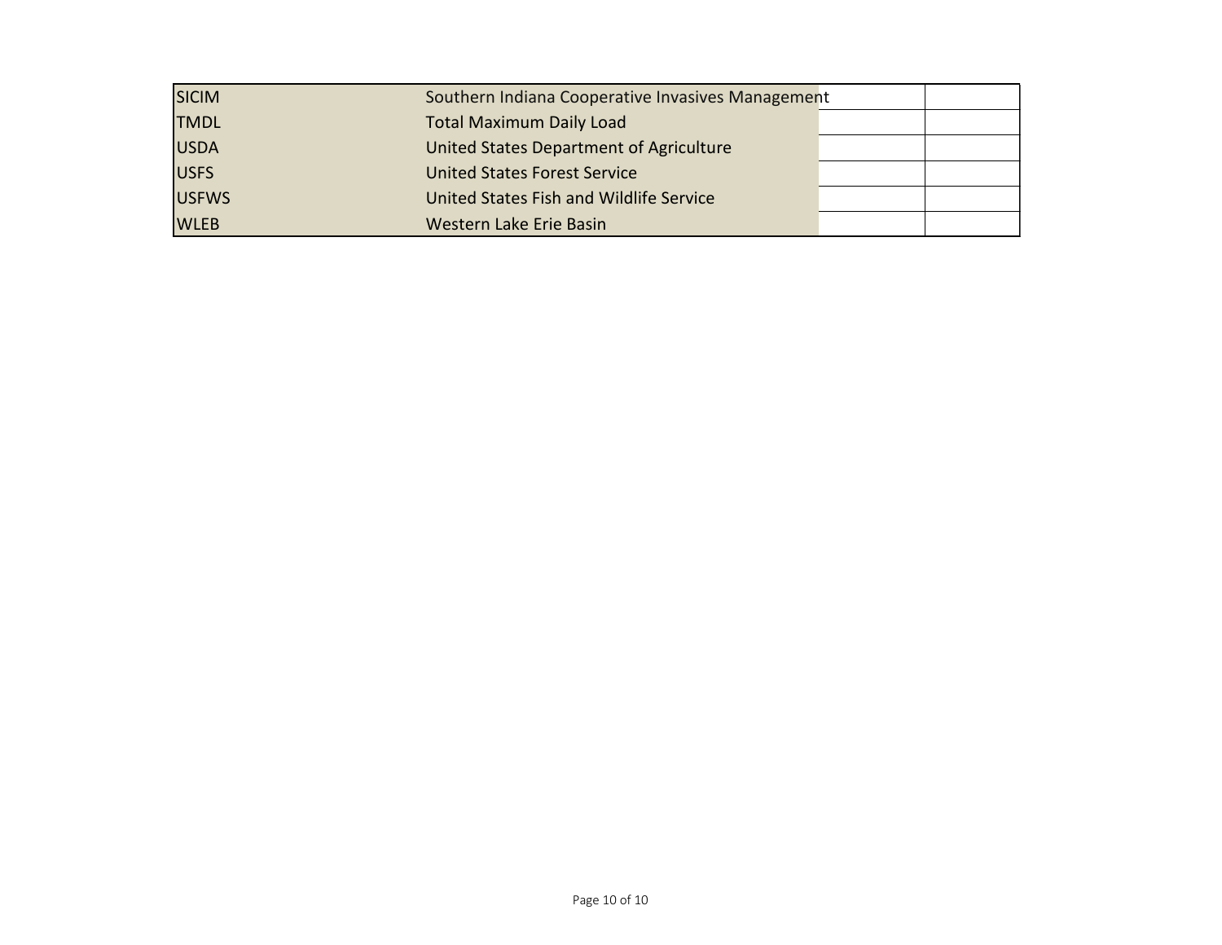| | | | |
|---|---|---|---|
| SICIM | Southern Indiana Cooperative Invasives Management | | |
| TMDL | Total Maximum Daily Load | | |
| USDA | United States Department of Agriculture | | |
| USFS | United States Forest Service | | |
| USFWS | United States Fish and Wildlife Service | | |
| WLEB | Western Lake Erie Basin | | |